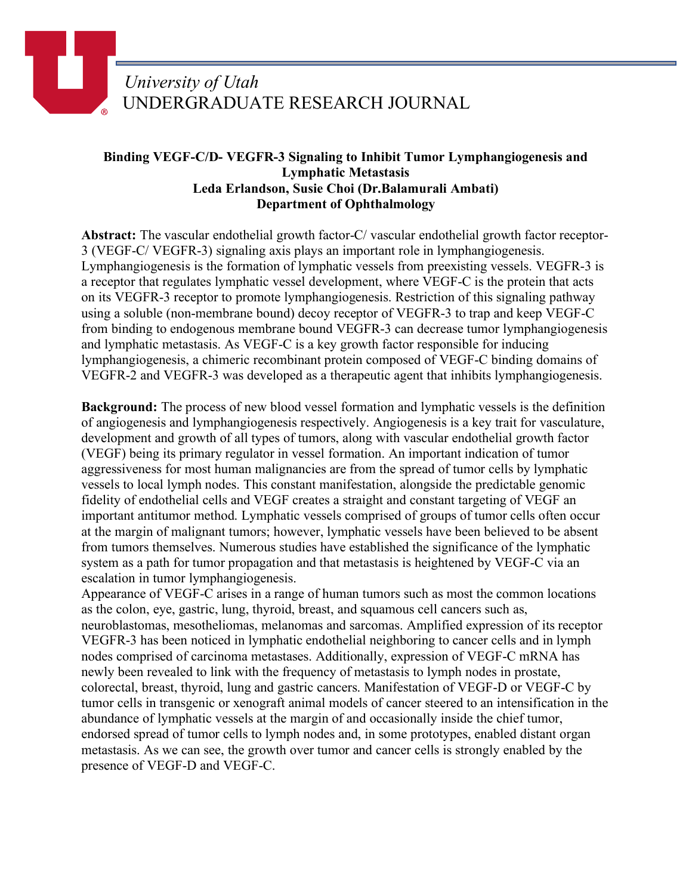*University of Utah*
UNDERGRADUATE RESEARCH JOURNAL

**Binding VEGF-C/D- VEGFR-3 Signaling to Inhibit Tumor Lymphangiogenesis and Lymphatic Metastasis**
**Leda Erlandson, Susie Choi (Dr.Balamurali Ambati)**
**Department of Ophthalmology**

**Abstract:** The vascular endothelial growth factor-C/ vascular endothelial growth factor receptor-3 (VEGF-C/ VEGFR-3) signaling axis plays an important role in lymphangiogenesis. Lymphangiogenesis is the formation of lymphatic vessels from preexisting vessels. VEGFR-3 is a receptor that regulates lymphatic vessel development, where VEGF-C is the protein that acts on its VEGFR-3 receptor to promote lymphangiogenesis. Restriction of this signaling pathway using a soluble (non-membrane bound) decoy receptor of VEGFR-3 to trap and keep VEGF-C from binding to endogenous membrane bound VEGFR-3 can decrease tumor lymphangiogenesis and lymphatic metastasis. As VEGF-C is a key growth factor responsible for inducing lymphangiogenesis, a chimeric recombinant protein composed of VEGF-C binding domains of VEGFR-2 and VEGFR-3 was developed as a therapeutic agent that inhibits lymphangiogenesis.

**Background:** The process of new blood vessel formation and lymphatic vessels is the definition of angiogenesis and lymphangiogenesis respectively. Angiogenesis is a key trait for vasculature, development and growth of all types of tumors, along with vascular endothelial growth factor (VEGF) being its primary regulator in vessel formation. An important indication of tumor aggressiveness for most human malignancies are from the spread of tumor cells by lymphatic vessels to local lymph nodes. This constant manifestation, alongside the predictable genomic fidelity of endothelial cells and VEGF creates a straight and constant targeting of VEGF an important antitumor method. Lymphatic vessels comprised of groups of tumor cells often occur at the margin of malignant tumors; however, lymphatic vessels have been believed to be absent from tumors themselves. Numerous studies have established the significance of the lymphatic system as a path for tumor propagation and that metastasis is heightened by VEGF-C via an escalation in tumor lymphangiogenesis.

Appearance of VEGF-C arises in a range of human tumors such as most the common locations as the colon, eye, gastric, lung, thyroid, breast, and squamous cell cancers such as, neuroblastomas, mesotheliomas, melanomas and sarcomas. Amplified expression of its receptor VEGFR-3 has been noticed in lymphatic endothelial neighboring to cancer cells and in lymph nodes comprised of carcinoma metastases. Additionally, expression of VEGF-C mRNA has newly been revealed to link with the frequency of metastasis to lymph nodes in prostate, colorectal, breast, thyroid, lung and gastric cancers. Manifestation of VEGF-D or VEGF-C by tumor cells in transgenic or xenograft animal models of cancer steered to an intensification in the abundance of lymphatic vessels at the margin of and occasionally inside the chief tumor, endorsed spread of tumor cells to lymph nodes and, in some prototypes, enabled distant organ metastasis. As we can see, the growth over tumor and cancer cells is strongly enabled by the presence of VEGF-D and VEGF-C.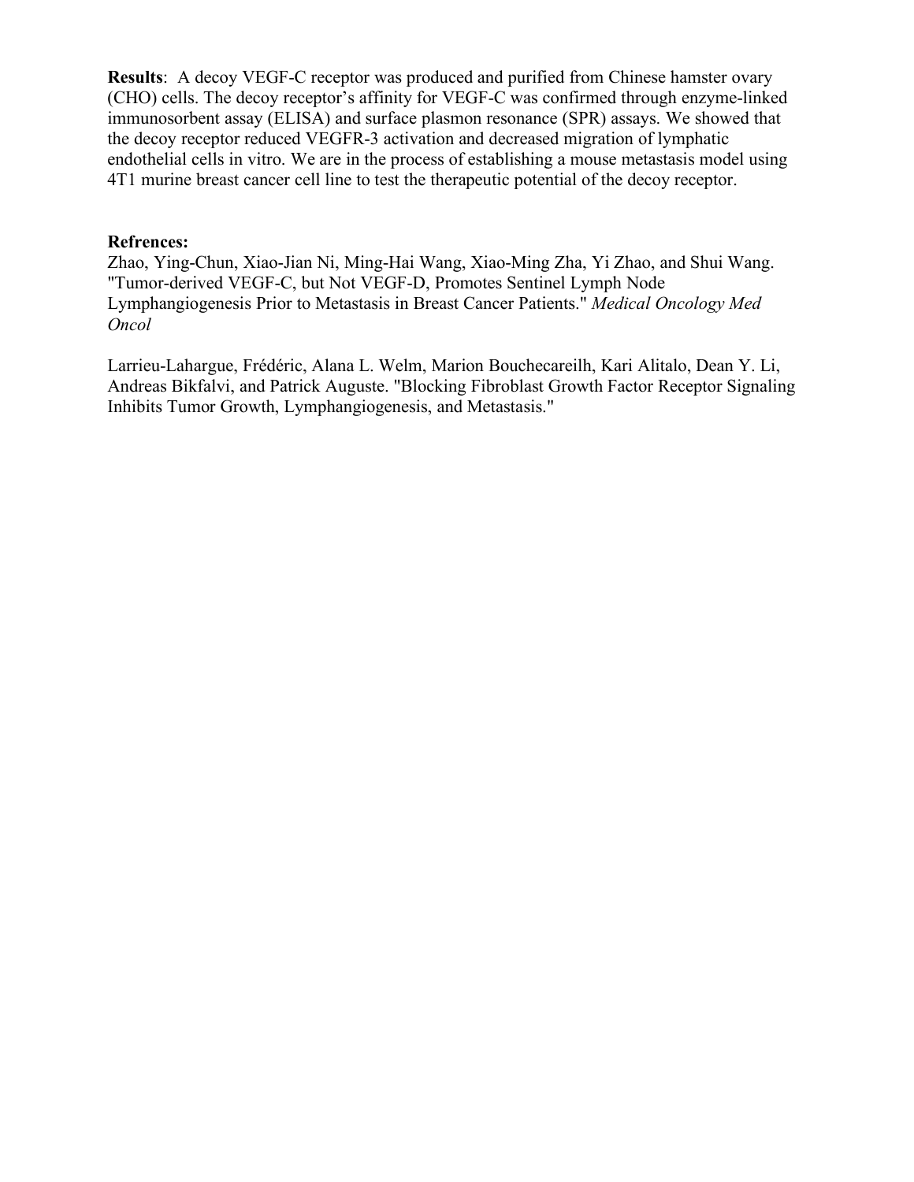**Results**: A decoy VEGF-C receptor was produced and purified from Chinese hamster ovary (CHO) cells. The decoy receptor's affinity for VEGF-C was confirmed through enzyme-linked immunosorbent assay (ELISA) and surface plasmon resonance (SPR) assays. We showed that the decoy receptor reduced VEGFR-3 activation and decreased migration of lymphatic endothelial cells in vitro. We are in the process of establishing a mouse metastasis model using 4T1 murine breast cancer cell line to test the therapeutic potential of the decoy receptor.

**Refrences:**

Zhao, Ying-Chun, Xiao-Jian Ni, Ming-Hai Wang, Xiao-Ming Zha, Yi Zhao, and Shui Wang. "Tumor-derived VEGF-C, but Not VEGF-D, Promotes Sentinel Lymph Node Lymphangiogenesis Prior to Metastasis in Breast Cancer Patients." *Medical Oncology Med Oncol*

Larrieu-Lahargue, Frédéric, Alana L. Welm, Marion Bouchecareilh, Kari Alitalo, Dean Y. Li, Andreas Bikfalvi, and Patrick Auguste. "Blocking Fibroblast Growth Factor Receptor Signaling Inhibits Tumor Growth, Lymphangiogenesis, and Metastasis."